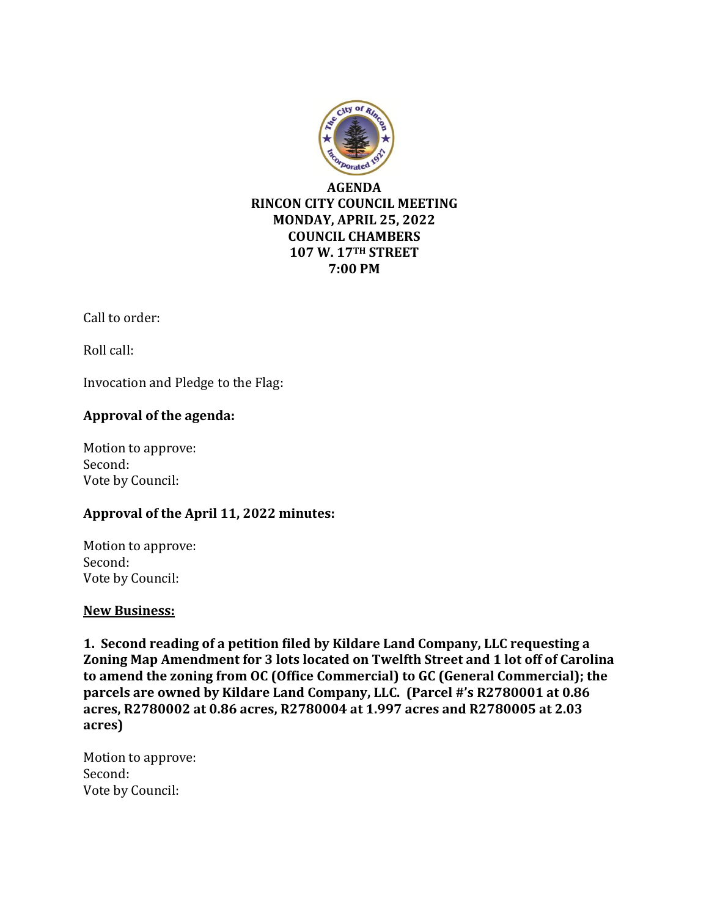**AGENDA**
**RINCON CITY COUNCIL MEETING**
**MONDAY, APRIL 25, 2022**
**COUNCIL CHAMBERS**
**107 W. 17TH STREET**
**7:00 PM**

Call to order:

Roll call:

Invocation and Pledge to the Flag:

**Approval of the agenda:**

Motion to approve:
Second:
Vote by Council:

**Approval of the April 11, 2022 minutes:**

Motion to approve:
Second:
Vote by Council:

**New Business:**

**1. Second reading of a petition filed by Kildare Land Company, LLC requesting a Zoning Map Amendment for 3 lots located on Twelfth Street and 1 lot off of Carolina to amend the zoning from OC (Office Commercial) to GC (General Commercial); the parcels are owned by Kildare Land Company, LLC. (Parcel #'s R2780001 at 0.86 acres, R2780002 at 0.86 acres, R2780004 at 1.997 acres and R2780005 at 2.03 acres)**

Motion to approve:
Second:
Vote by Council: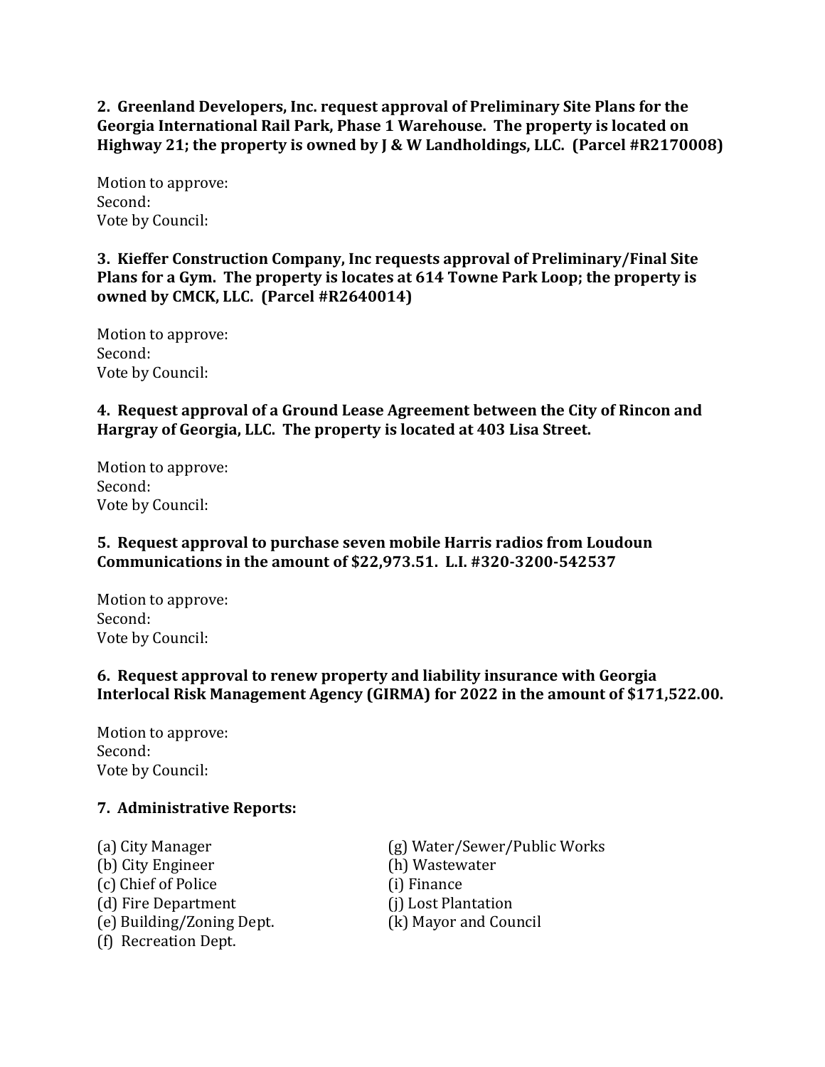**2. Greenland Developers, Inc. request approval of Preliminary Site Plans for the Georgia International Rail Park, Phase 1 Warehouse. The property is located on Highway 21; the property is owned by J & W Landholdings, LLC. (Parcel #R2170008)**

Motion to approve:
Second:
Vote by Council:

**3. Kieffer Construction Company, Inc requests approval of Preliminary/Final Site Plans for a Gym. The property is locates at 614 Towne Park Loop; the property is owned by CMCK, LLC. (Parcel #R2640014)**

Motion to approve:
Second:
Vote by Council:

**4. Request approval of a Ground Lease Agreement between the City of Rincon and Hargray of Georgia, LLC. The property is located at 403 Lisa Street.**

Motion to approve:
Second:
Vote by Council:

**5. Request approval to purchase seven mobile Harris radios from Loudoun Communications in the amount of $22,973.51. L.I. #320-3200-542537**

Motion to approve:
Second:
Vote by Council:

**6. Request approval to renew property and liability insurance with Georgia Interlocal Risk Management Agency (GIRMA) for 2022 in the amount of $171,522.00.**

Motion to approve:
Second:
Vote by Council:

**7. Administrative Reports:**

(a) City Manager
(b) City Engineer
(c) Chief of Police
(d) Fire Department
(e) Building/Zoning Dept.
(f) Recreation Dept.
(g) Water/Sewer/Public Works
(h) Wastewater
(i) Finance
(j) Lost Plantation
(k) Mayor and Council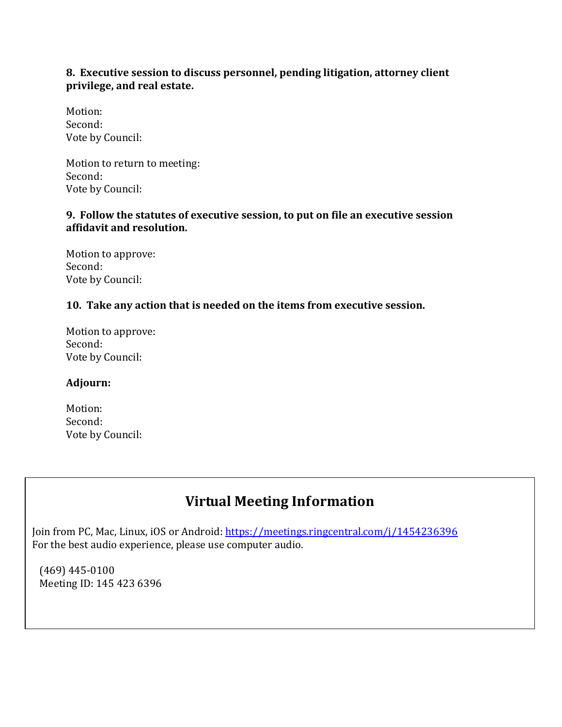**8. Executive session to discuss personnel, pending litigation, attorney client privilege, and real estate.**

Motion:
Second:
Vote by Council:

Motion to return to meeting:
Second:
Vote by Council:

**9. Follow the statutes of executive session, to put on file an executive session affidavit and resolution.**

Motion to approve:
Second:
Vote by Council:

**10. Take any action that is needed on the items from executive session.**

Motion to approve:
Second:
Vote by Council:

**Adjourn:**

Motion:
Second:
Vote by Council:

## Virtual Meeting Information

Join from PC, Mac, Linux, iOS or Android: https://meetings.ringcentral.com/j/1454236396
For the best audio experience, please use computer audio.

(469) 445-0100
Meeting ID: 145 423 6396